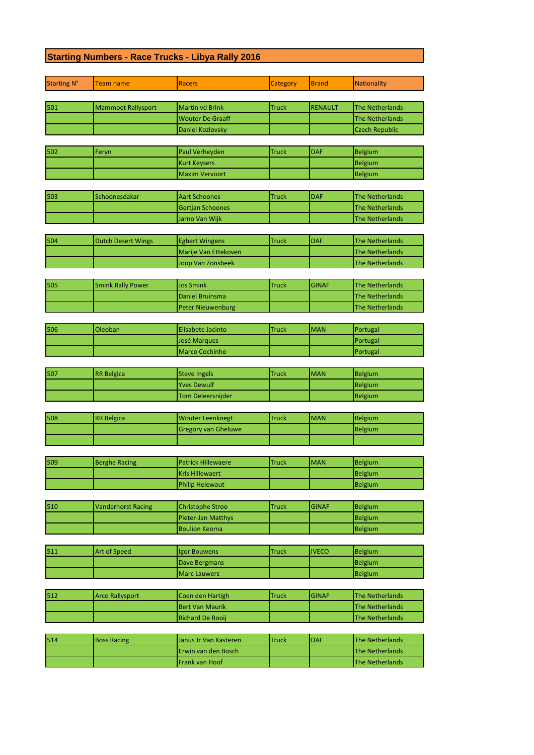# Starting Numbers - Race Trucks - Libya Rally 2016

| Starting N° | Team name | Racers | Category | Brand | Nationality |
|---|---|---|---|---|---|
| 501 | Mammoet Rallysport | Martin vd Brink | Truck | RENAULT | The Netherlands |
| | | Wouter De Graaff | | | The Netherlands |
| | | Daniel Kozlovsky | | | Czech Republic |
| 502 | Feryn | Paul Verheyden | Truck | DAF | Belgium |
| | | Kurt Keysers | | | Belgium |
| | | Maxim Vervoort | | | Belgium |
| 503 | Schoonesdakar | Aart Schoones | Truck | DAF | The Netherlands |
| | | Gertjan Schoones | | | The Netherlands |
| | | Jarno Van Wijk | | | The Netherlands |
| 504 | Dutch Desert Wings | Egbert Wingens | Truck | DAF | The Netherlands |
| | | Marije Van Ettekoven | | | The Netherlands |
| | | Joop Van Zonsbeek | | | The Netherlands |
| 505 | Smink Rally Power | Jos Smink | Truck | GINAF | The Netherlands |
| | | Daniel Bruinsma | | | The Netherlands |
| | | Peter Nieuwenburg | | | The Netherlands |
| 506 | Oleoban | Elisabete Jacinto | Truck | MAN | Portugal |
| | | José Marques | | | Portugal |
| | | Marco Cochinho | | | Portugal |
| 507 | RR Belgica | Steve Ingels | Truck | MAN | Belgium |
| | | Yves Dewulf | | | Belgium |
| | | Tom Deleersnijder | | | Belgium |
| 508 | RR Belgica | Wouter Leenknegt | Truck | MAN | Belgium |
| | | Gregory van Gheluwe | | | Belgium |
| | | | | | |
| 509 | Berghe Racing | Patrick Hillewaere | Truck | MAN | Belgium |
| | | Kris Hillewaert | | | Belgium |
| | | Philip Helewaut | | | Belgium |
| 510 | Vanderhorst Racing | Christophe Stroo | Truck | GINAF | Belgium |
| | | Pieter-Jan Matthys | | | Belgium |
| | | Boulion Keoma | | | Belgium |
| 511 | Art of Speed | Igor Bouwens | Truck | IVECO | Belgium |
| | | Dave Bergmans | | | Belgium |
| | | Marc Lauwers | | | Belgium |
| 512 | Arco Rallysport | Coen den Hartigh | Truck | GINAF | The Netherlands |
| | | Bert Van Maurik | | | The Netherlands |
| | | Richard De Rooij | | | The Netherlands |
| 514 | Boss Racing | Janus Jr Van Kasteren | Truck | DAF | The Netherlands |
| | | Erwin van den Bosch | | | The Netherlands |
| | | Frank van Hoof | | | The Netherlands |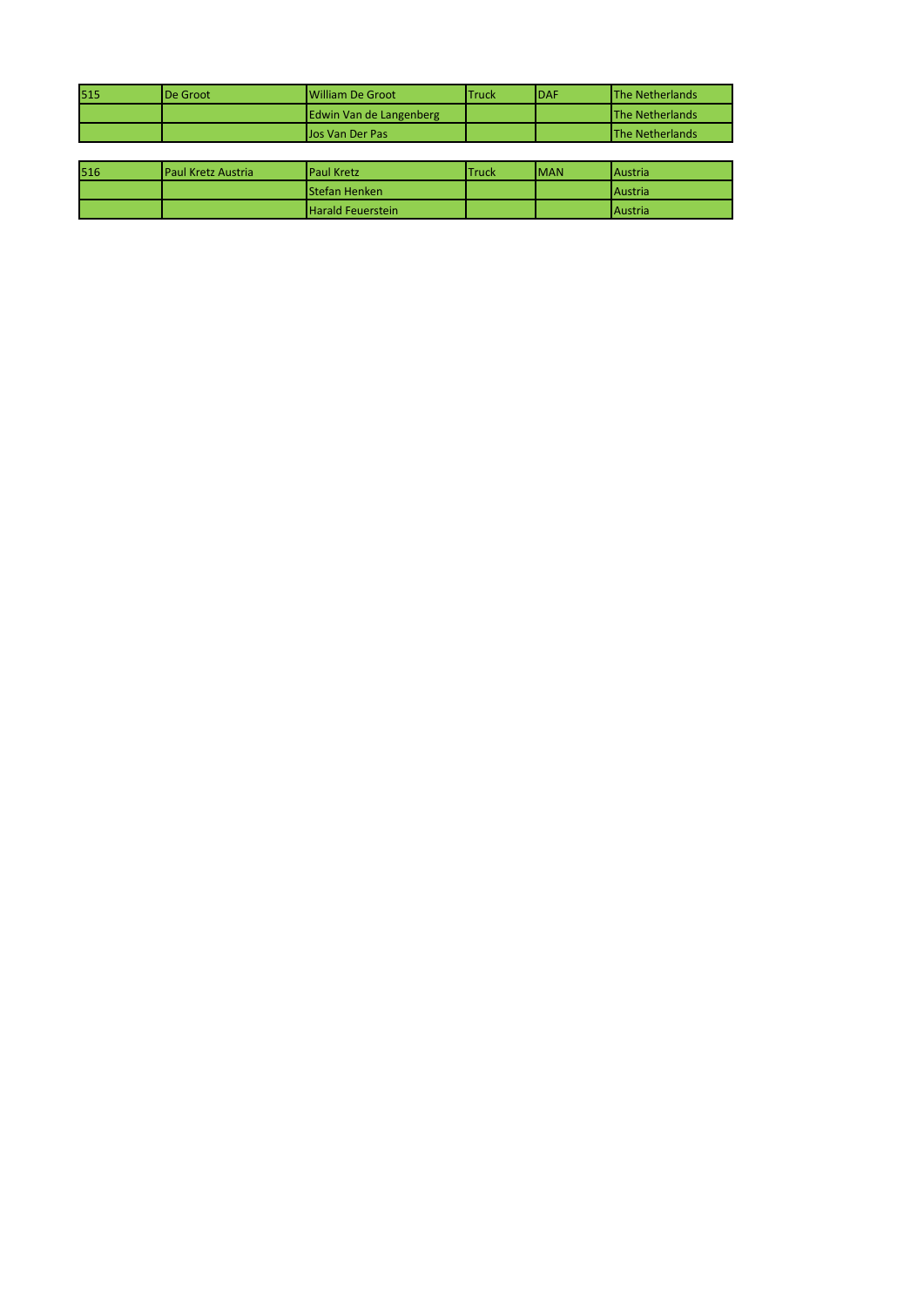| | | | | | |
|---|---|---|---|---|---|
| 515 | De Groot | William De Groot | Truck | DAF | The Netherlands |
| | | Edwin Van de Langenberg | | | The Netherlands |
| | | Jos Van Der Pas | | | The Netherlands |

| | | | | | |
|---|---|---|---|---|---|
| 516 | Paul Kretz Austria | Paul Kretz | Truck | MAN | Austria |
| | | Stefan Henken | | | Austria |
| | | Harald Feuerstein | | | Austria |